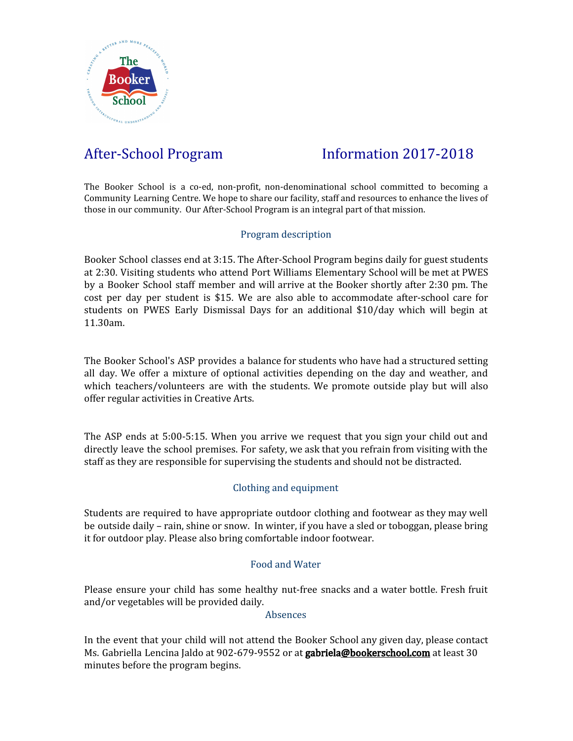# After-School Program Information 2017-2018

The Booker School is a co-ed, non-profit, non-denominational school committed to becoming a Community Learning Centre. We hope to share our facility, staff and resources to enhance the lives of those in our community. Our After-School Program is an integral part of that mission.

## Program description

Booker School classes end at 3:15. The After-School Program begins daily for guest students at 2:30. Visiting students who attend Port Williams Elementary School will be met at PWES by a Booker School staff member and will arrive at the Booker shortly after 2:30 pm. The cost per day per student is $15. We are also able to accommodate after-school care for students on PWES Early Dismissal Days for an additional $10/day which will begin at 11.30am.

The Booker School's ASP provides a balance for students who have had a structured setting all day. We offer a mixture of optional activities depending on the day and weather, and which teachers/volunteers are with the students. We promote outside play but will also offer regular activities in Creative Arts.

The ASP ends at 5:00-5:15. When you arrive we request that you sign your child out and directly leave the school premises. For safety, we ask that you refrain from visiting with the staff as they are responsible for supervising the students and should not be distracted.

## Clothing and equipment

Students are required to have appropriate outdoor clothing and footwear as they may well be outside daily – rain, shine or snow. In winter, if you have a sled or toboggan, please bring it for outdoor play. Please also bring comfortable indoor footwear.

## Food and Water

Please ensure your child has some healthy nut-free snacks and a water bottle. Fresh fruit and/or vegetables will be provided daily.

## Absences

In the event that your child will not attend the Booker School any given day, please contact Ms. Gabriella Lencina Jaldo at 902-679-9552 or at **gabriela@bookerschool.com** at least 30 minutes before the program begins.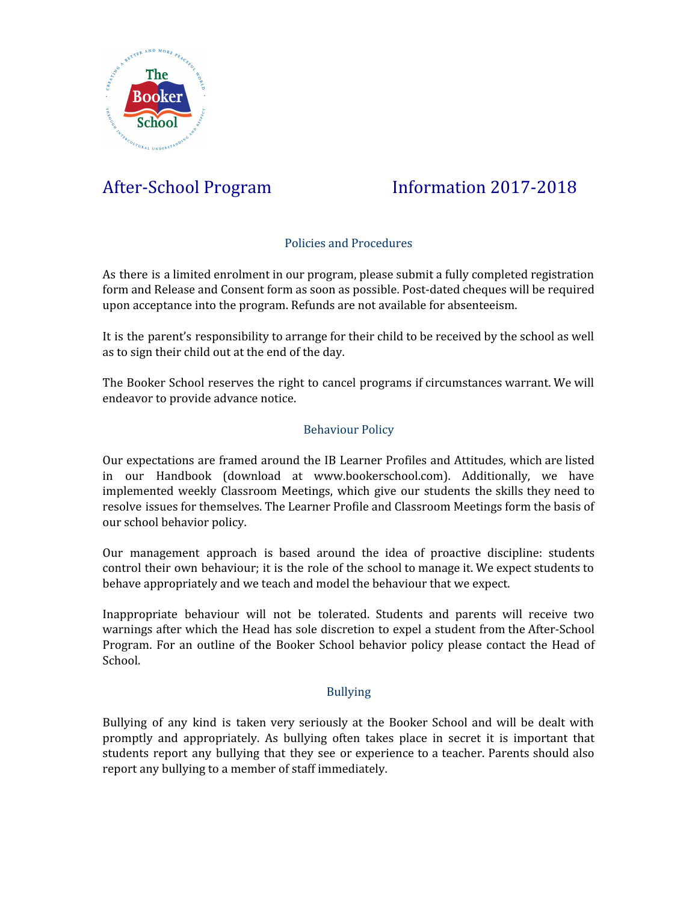# After-School Program Information 2017-2018

## Policies and Procedures

As there is a limited enrolment in our program, please submit a fully completed registration form and Release and Consent form as soon as possible. Post-dated cheques will be required upon acceptance into the program. Refunds are not available for absenteeism.

It is the parent's responsibility to arrange for their child to be received by the school as well as to sign their child out at the end of the day.

The Booker School reserves the right to cancel programs if circumstances warrant. We will endeavor to provide advance notice.

## Behaviour Policy

Our expectations are framed around the IB Learner Profiles and Attitudes, which are listed in our Handbook (download at www.bookerschool.com). Additionally, we have implemented weekly Classroom Meetings, which give our students the skills they need to resolve issues for themselves. The Learner Profile and Classroom Meetings form the basis of our school behavior policy.

Our management approach is based around the idea of proactive discipline: students control their own behaviour; it is the role of the school to manage it. We expect students to behave appropriately and we teach and model the behaviour that we expect.

Inappropriate behaviour will not be tolerated. Students and parents will receive two warnings after which the Head has sole discretion to expel a student from the After-School Program. For an outline of the Booker School behavior policy please contact the Head of School.

## Bullying

Bullying of any kind is taken very seriously at the Booker School and will be dealt with promptly and appropriately. As bullying often takes place in secret it is important that students report any bullying that they see or experience to a teacher. Parents should also report any bullying to a member of staff immediately.